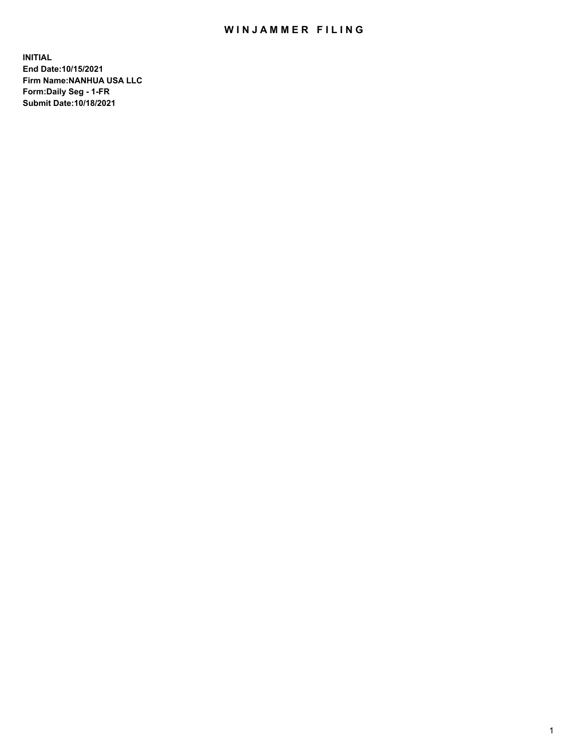# WINJAMMER FILING

**INITIAL**
**End Date:10/15/2021**
**Firm Name:NANHUA USA LLC**
**Form:Daily Seg - 1-FR**
**Submit Date:10/18/2021**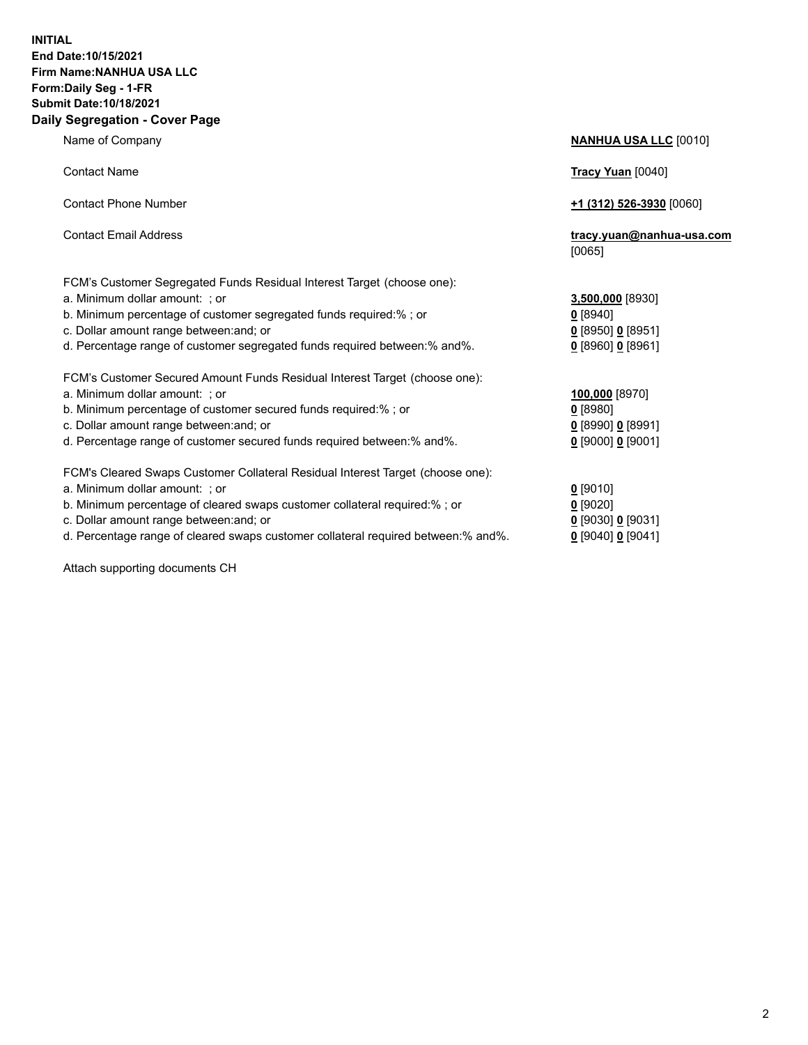**INITIAL**
**End Date:10/15/2021**
**Firm Name:NANHUA USA LLC**
**Form:Daily Seg - 1-FR**
**Submit Date:10/18/2021**

## Daily Segregation - Cover Page

| | |
|---|---|
| Name of Company | **NANHUA USA LLC** [0010] |
| Contact Name | **Tracy Yuan** [0040] |
| Contact Phone Number | **+1 (312) 526-3930** [0060] |
| Contact Email Address | **tracy.yuan@nanhua-usa.com** [0065] |
| FCM's Customer Segregated Funds Residual Interest Target (choose one): | |
| a. Minimum dollar amount: ; or | **3,500,000** [8930] |
| b. Minimum percentage of customer segregated funds required:% ; or | **0** [8940] |
| c. Dollar amount range between:and; or | **0** [8950] **0** [8951] |
| d. Percentage range of customer segregated funds required between:% and%. | **0** [8960] **0** [8961] |
| FCM's Customer Secured Amount Funds Residual Interest Target (choose one): | |
| a. Minimum dollar amount: ; or | **100,000** [8970] |
| b. Minimum percentage of customer secured funds required:% ; or | **0** [8980] |
| c. Dollar amount range between:and; or | **0** [8990] **0** [8991] |
| d. Percentage range of customer secured funds required between:% and%. | **0** [9000] **0** [9001] |
| FCM's Cleared Swaps Customer Collateral Residual Interest Target (choose one): | |
| a. Minimum dollar amount: ; or | **0** [9010] |
| b. Minimum percentage of cleared swaps customer collateral required:% ; or | **0** [9020] |
| c. Dollar amount range between:and; or | **0** [9030] **0** [9031] |
| d. Percentage range of cleared swaps customer collateral required between:% and%. | **0** [9040] **0** [9041] |

Attach supporting documents CH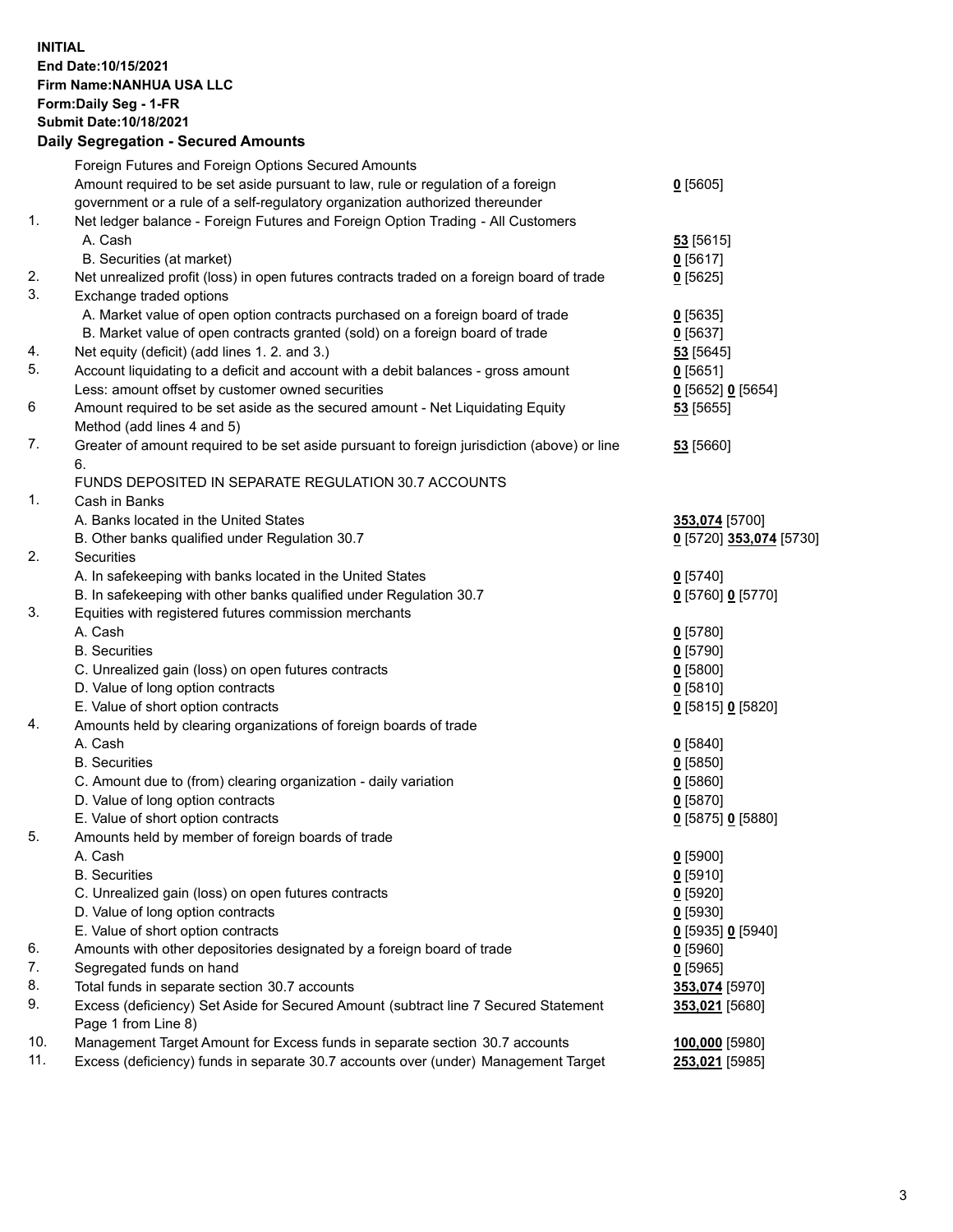**INITIAL**
**End Date:10/15/2021**
**Firm Name:NANHUA USA LLC**
**Form:Daily Seg - 1-FR**
**Submit Date:10/18/2021**
**Daily Segregation - Secured Amounts**

| | | |
|---|---|---|
| | Foreign Futures and Foreign Options Secured Amounts | |
| | Amount required to be set aside pursuant to law, rule or regulation of a foreign government or a rule of a self-regulatory organization authorized thereunder | **0** [5605] |
| 1. | Net ledger balance - Foreign Futures and Foreign Option Trading - All Customers | |
| | A. Cash | **53** [5615] |
| | B. Securities (at market) | **0** [5617] |
| 2. | Net unrealized profit (loss) in open futures contracts traded on a foreign board of trade | **0** [5625] |
| 3. | Exchange traded options | |
| | A. Market value of open option contracts purchased on a foreign board of trade | **0** [5635] |
| | B. Market value of open contracts granted (sold) on a foreign board of trade | **0** [5637] |
| 4. | Net equity (deficit) (add lines 1. 2. and 3.) | **53** [5645] |
| 5. | Account liquidating to a deficit and account with a debit balances - gross amount | **0** [5651] |
| | Less: amount offset by customer owned securities | **0** [5652] **0** [5654] |
| 6 | Amount required to be set aside as the secured amount - Net Liquidating Equity Method (add lines 4 and 5) | **53** [5655] |
| 7. | Greater of amount required to be set aside pursuant to foreign jurisdiction (above) or line 6. | **53** [5660] |
| | FUNDS DEPOSITED IN SEPARATE REGULATION 30.7 ACCOUNTS | |
| 1. | Cash in Banks | |
| | A. Banks located in the United States | **353,074** [5700] |
| | B. Other banks qualified under Regulation 30.7 | **0** [5720] **353,074** [5730] |
| 2. | Securities | |
| | A. In safekeeping with banks located in the United States | **0** [5740] |
| | B. In safekeeping with other banks qualified under Regulation 30.7 | **0** [5760] **0** [5770] |
| 3. | Equities with registered futures commission merchants | |
| | A. Cash | **0** [5780] |
| | B. Securities | **0** [5790] |
| | C. Unrealized gain (loss) on open futures contracts | **0** [5800] |
| | D. Value of long option contracts | **0** [5810] |
| | E. Value of short option contracts | **0** [5815] **0** [5820] |
| 4. | Amounts held by clearing organizations of foreign boards of trade | |
| | A. Cash | **0** [5840] |
| | B. Securities | **0** [5850] |
| | C. Amount due to (from) clearing organization - daily variation | **0** [5860] |
| | D. Value of long option contracts | **0** [5870] |
| | E. Value of short option contracts | **0** [5875] **0** [5880] |
| 5. | Amounts held by member of foreign boards of trade | |
| | A. Cash | **0** [5900] |
| | B. Securities | **0** [5910] |
| | C. Unrealized gain (loss) on open futures contracts | **0** [5920] |
| | D. Value of long option contracts | **0** [5930] |
| | E. Value of short option contracts | **0** [5935] **0** [5940] |
| 6. | Amounts with other depositories designated by a foreign board of trade | **0** [5960] |
| 7. | Segregated funds on hand | **0** [5965] |
| 8. | Total funds in separate section 30.7 accounts | **353,074** [5970] |
| 9. | Excess (deficiency) Set Aside for Secured Amount (subtract line 7 Secured Statement Page 1 from Line 8) | **353,021** [5680] |
| 10. | Management Target Amount for Excess funds in separate section 30.7 accounts | **100,000** [5980] |
| 11. | Excess (deficiency) funds in separate 30.7 accounts over (under) Management Target | **253,021** [5985] |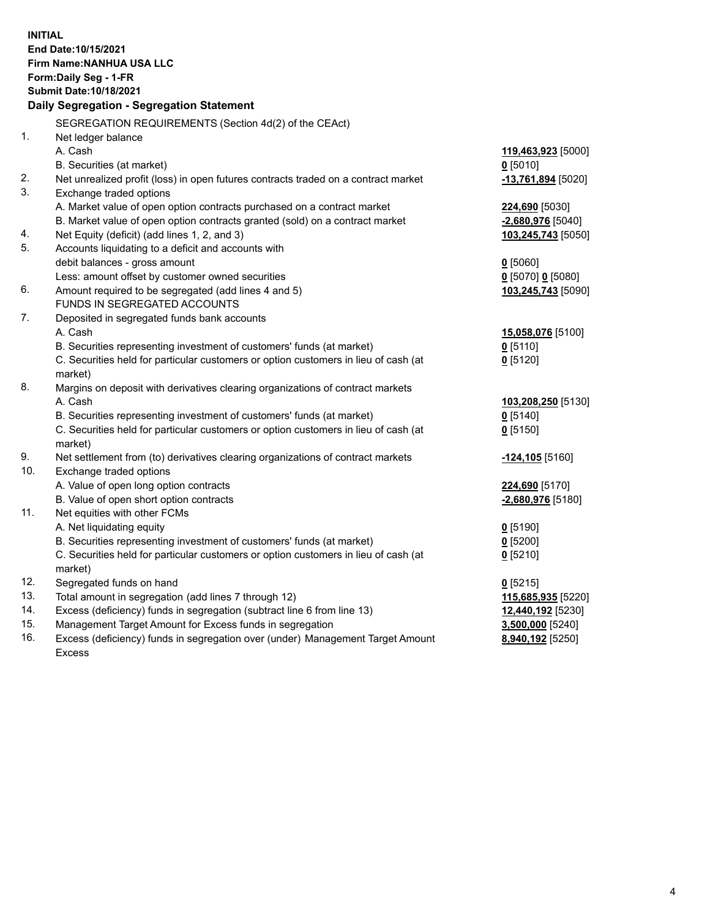**INITIAL**
**End Date:10/15/2021**
**Firm Name:NANHUA USA LLC**
**Form:Daily Seg - 1-FR**
**Submit Date:10/18/2021**

## Daily Segregation - Segregation Statement

SEGREGATION REQUIREMENTS (Section 4d(2) of the CEAct)

| | | |
|---|---|---|
| 1. | Net ledger balance | |
| | A. Cash | **119,463,923** [5000] |
| | B. Securities (at market) | **0** [5010] |
| 2. | Net unrealized profit (loss) in open futures contracts traded on a contract market | **-13,761,894** [5020] |
| 3. | Exchange traded options | |
| | A. Market value of open option contracts purchased on a contract market | **224,690** [5030] |
| | B. Market value of open option contracts granted (sold) on a contract market | **-2,680,976** [5040] |
| 4. | Net Equity (deficit) (add lines 1, 2, and 3) | **103,245,743** [5050] |
| 5. | Accounts liquidating to a deficit and accounts with debit balances - gross amount | **0** [5060] |
| | Less: amount offset by customer owned securities | **0** [5070] **0** [5080] |
| 6. | Amount required to be segregated (add lines 4 and 5) | **103,245,743** [5090] |
| | FUNDS IN SEGREGATED ACCOUNTS | |
| 7. | Deposited in segregated funds bank accounts | |
| | A. Cash | **15,058,076** [5100] |
| | B. Securities representing investment of customers' funds (at market) | **0** [5110] |
| | C. Securities held for particular customers or option customers in lieu of cash (at market) | **0** [5120] |
| 8. | Margins on deposit with derivatives clearing organizations of contract markets | |
| | A. Cash | **103,208,250** [5130] |
| | B. Securities representing investment of customers' funds (at market) | **0** [5140] |
| | C. Securities held for particular customers or option customers in lieu of cash (at market) | **0** [5150] |
| 9. | Net settlement from (to) derivatives clearing organizations of contract markets | **-124,105** [5160] |
| 10. | Exchange traded options | |
| | A. Value of open long option contracts | **224,690** [5170] |
| | B. Value of open short option contracts | **-2,680,976** [5180] |
| 11. | Net equities with other FCMs | |
| | A. Net liquidating equity | **0** [5190] |
| | B. Securities representing investment of customers' funds (at market) | **0** [5200] |
| | C. Securities held for particular customers or option customers in lieu of cash (at market) | **0** [5210] |
| 12. | Segregated funds on hand | **0** [5215] |
| 13. | Total amount in segregation (add lines 7 through 12) | **115,685,935** [5220] |
| 14. | Excess (deficiency) funds in segregation (subtract line 6 from line 13) | **12,440,192** [5230] |
| 15. | Management Target Amount for Excess funds in segregation | **3,500,000** [5240] |
| 16. | Excess (deficiency) funds in segregation over (under) Management Target Amount Excess | **8,940,192** [5250] |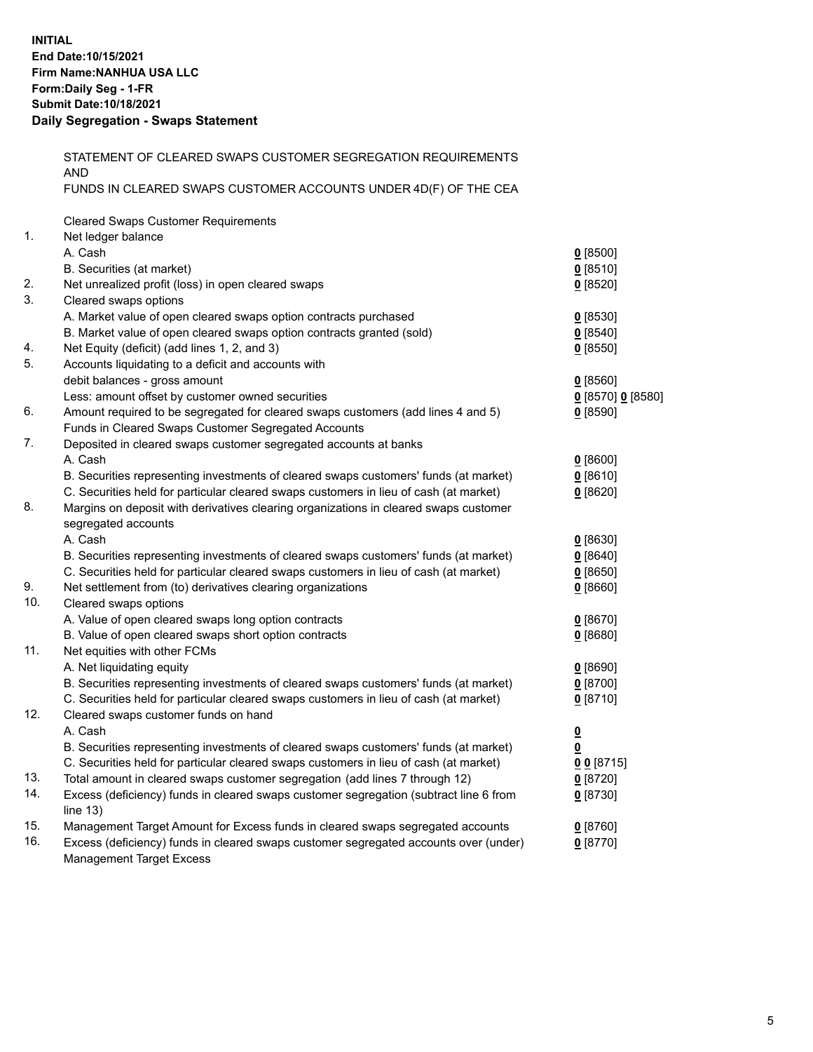**INITIAL**
**End Date:10/15/2021**
**Firm Name:NANHUA USA LLC**
**Form:Daily Seg - 1-FR**
**Submit Date:10/18/2021**
**Daily Segregation - Swaps Statement**

STATEMENT OF CLEARED SWAPS CUSTOMER SEGREGATION REQUIREMENTS AND
FUNDS IN CLEARED SWAPS CUSTOMER ACCOUNTS UNDER 4D(F) OF THE CEA

| | | |
|---|---|---|
| | Cleared Swaps Customer Requirements | |
| 1. | Net ledger balance | |
| | A. Cash | 0 [8500] |
| | B. Securities (at market) | 0 [8510] |
| 2. | Net unrealized profit (loss) in open cleared swaps | 0 [8520] |
| 3. | Cleared swaps options | |
| | A. Market value of open cleared swaps option contracts purchased | 0 [8530] |
| | B. Market value of open cleared swaps option contracts granted (sold) | 0 [8540] |
| 4. | Net Equity (deficit) (add lines 1, 2, and 3) | 0 [8550] |
| 5. | Accounts liquidating to a deficit and accounts with debit balances - gross amount | 0 [8560] |
| | Less: amount offset by customer owned securities | 0 [8570] 0 [8580] |
| 6. | Amount required to be segregated for cleared swaps customers (add lines 4 and 5) | 0 [8590] |
| | Funds in Cleared Swaps Customer Segregated Accounts | |
| 7. | Deposited in cleared swaps customer segregated accounts at banks | |
| | A. Cash | 0 [8600] |
| | B. Securities representing investments of cleared swaps customers' funds (at market) | 0 [8610] |
| | C. Securities held for particular cleared swaps customers in lieu of cash (at market) | 0 [8620] |
| 8. | Margins on deposit with derivatives clearing organizations in cleared swaps customer segregated accounts | |
| | A. Cash | 0 [8630] |
| | B. Securities representing investments of cleared swaps customers' funds (at market) | 0 [8640] |
| | C. Securities held for particular cleared swaps customers in lieu of cash (at market) | 0 [8650] |
| 9. | Net settlement from (to) derivatives clearing organizations | 0 [8660] |
| 10. | Cleared swaps options | |
| | A. Value of open cleared swaps long option contracts | 0 [8670] |
| | B. Value of open cleared swaps short option contracts | 0 [8680] |
| 11. | Net equities with other FCMs | |
| | A. Net liquidating equity | 0 [8690] |
| | B. Securities representing investments of cleared swaps customers' funds (at market) | 0 [8700] |
| | C. Securities held for particular cleared swaps customers in lieu of cash (at market) | 0 [8710] |
| 12. | Cleared swaps customer funds on hand | |
| | A. Cash | 0 |
| | B. Securities representing investments of cleared swaps customers' funds (at market) | 0 |
| | C. Securities held for particular cleared swaps customers in lieu of cash (at market) | 0 0 [8715] |
| 13. | Total amount in cleared swaps customer segregation (add lines 7 through 12) | 0 [8720] |
| 14. | Excess (deficiency) funds in cleared swaps customer segregation (subtract line 6 from line 13) | 0 [8730] |
| 15. | Management Target Amount for Excess funds in cleared swaps segregated accounts | 0 [8760] |
| 16. | Excess (deficiency) funds in cleared swaps customer segregated accounts over (under) Management Target Excess | 0 [8770] |